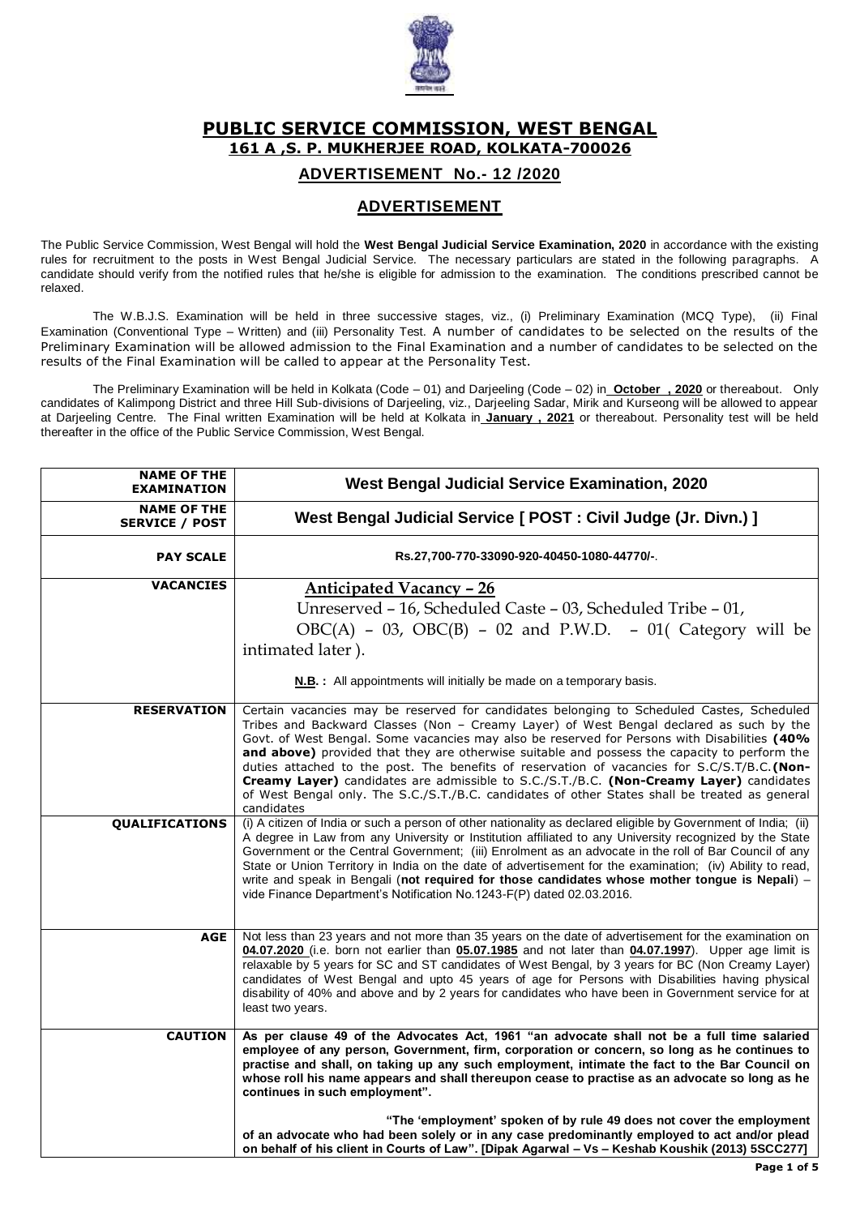# PUBLIC SERVICE COMMISSION, WEST BENGAL

## 161 A ,S. P. MUKHERJEE ROAD, KOLKATA-700026

### ADVERTISEMENT No.- 12 /2020

### ADVERTISEMENT

The Public Service Commission, West Bengal will hold the **West Bengal Judicial Service Examination, 2020** in accordance with the existing rules for recruitment to the posts in West Bengal Judicial Service. The necessary particulars are stated in the following paragraphs. A candidate should verify from the notified rules that he/she is eligible for admission to the examination. The conditions prescribed cannot be relaxed.

The W.B.J.S. Examination will be held in three successive stages, viz., (i) Preliminary Examination (MCQ Type), (ii) Final Examination (Conventional Type – Written) and (iii) Personality Test. A number of candidates to be selected on the results of the Preliminary Examination will be allowed admission to the Final Examination and a number of candidates to be selected on the results of the Final Examination will be called to appear at the Personality Test.

The Preliminary Examination will be held in Kolkata (Code – 01) and Darjeeling (Code – 02) in **October , 2020** or thereabout. Only candidates of Kalimpong District and three Hill Sub-divisions of Darjeeling, viz., Darjeeling Sadar, Mirik and Kurseong will be allowed to appear at Darjeeling Centre. The Final written Examination will be held at Kolkata in **January , 2021** or thereabout. Personality test will be held thereafter in the office of the Public Service Commission, West Bengal.

| | |
|---|---|
| **NAME OF THE EXAMINATION** | **West Bengal Judicial Service Examination, 2020** |
| **NAME OF THE SERVICE / POST** | **West Bengal Judicial Service [ POST : Civil Judge (Jr. Divn.) ]** |
| **PAY SCALE** | **Rs.27,700-770-33090-920-40450-1080-44770/-**. |
| **VACANCIES** | **Anticipated Vacancy – 26** <br> Unreserved – 16, Scheduled Caste – 03, Scheduled Tribe – 01, OBC(A) – 03, OBC(B) – 02 and P.W.D. – 01( Category will be intimated later ). <br><br> **N.B. :** All appointments will initially be made on a temporary basis. |
| **RESERVATION** | Certain vacancies may be reserved for candidates belonging to Scheduled Castes, Scheduled Tribes and Backward Classes (Non – Creamy Layer) of West Bengal declared as such by the Govt. of West Bengal. Some vacancies may also be reserved for Persons with Disabilities **(40% and above)** provided that they are otherwise suitable and possess the capacity to perform the duties attached to the post. The benefits of reservation of vacancies for S.C/S.T/B.C.**(Non-Creamy Layer)** candidates are admissible to S.C./S.T./B.C. **(Non-Creamy Layer)** candidates of West Bengal only. The S.C./S.T./B.C. candidates of other States shall be treated as general candidates |
| **QUALIFICATIONS** | (i) A citizen of India or such a person of other nationality as declared eligible by Government of India; (ii) A degree in Law from any University or Institution affiliated to any University recognized by the State Government or the Central Government; (iii) Enrolment as an advocate in the roll of Bar Council of any State or Union Territory in India on the date of advertisement for the examination; (iv) Ability to read, write and speak in Bengali (**not required for those candidates whose mother tongue is Nepali**) – vide Finance Department's Notification No.1243-F(P) dated 02.03.2016. |
| **AGE** | Not less than 23 years and not more than 35 years on the date of advertisement for the examination on **04.07.2020** (i.e. born not earlier than **05.07.1985** and not later than **04.07.1997**). Upper age limit is relaxable by 5 years for SC and ST candidates of West Bengal, by 3 years for BC (Non Creamy Layer) candidates of West Bengal and upto 45 years of age for Persons with Disabilities having physical disability of 40% and above and by 2 years for candidates who have been in Government service for at least two years. |
| **CAUTION** | **As per clause 49 of the Advocates Act, 1961 "an advocate shall not be a full time salaried employee of any person, Government, firm, corporation or concern, so long as he continues to practise and shall, on taking up any such employment, intimate the fact to the Bar Council on whose roll his name appears and shall thereupon cease to practise as an advocate so long as he continues in such employment".** <br><br> **"The 'employment' spoken of by rule 49 does not cover the employment of an advocate who had been solely or in any case predominantly employed to act and/or plead on behalf of his client in Courts of Law". [Dipak Agarwal – Vs – Keshab Koushik (2013) 5SCC277]** |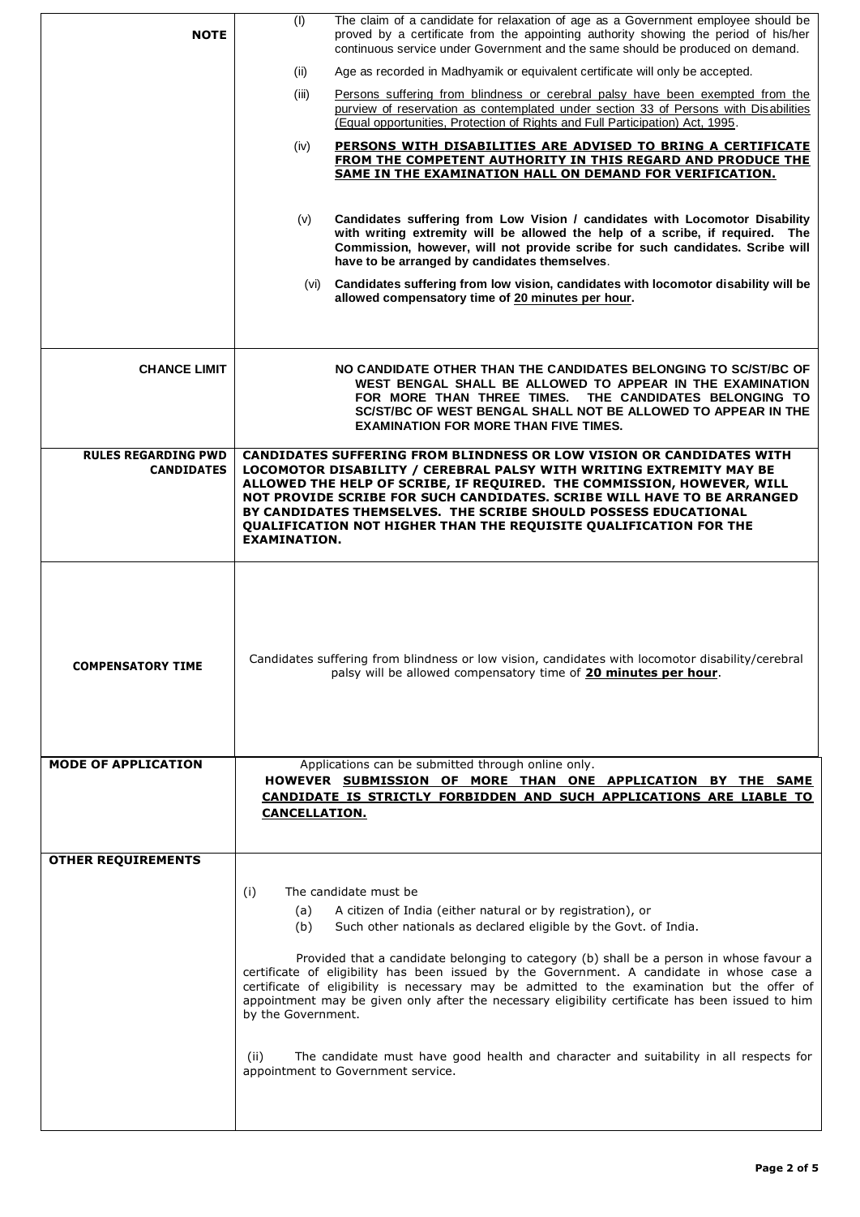| | |
|---|---|
| **NOTE** | (I) The claim of a candidate for relaxation of age as a Government employee should be proved by a certificate from the appointing authority showing the period of his/her continuous service under Government and the same should be produced on demand.<br><br>(ii) Age as recorded in Madhyamik or equivalent certificate will only be accepted.<br><br>(iii) Persons suffering from blindness or cerebral palsy have been exempted from the purview of reservation as contemplated under section 33 of Persons with Disabilities (Equal opportunities, Protection of Rights and Full Participation) Act, 1995.<br><br>(iv) **PERSONS WITH DISABILITIES ARE ADVISED TO BRING A CERTIFICATE FROM THE COMPETENT AUTHORITY IN THIS REGARD AND PRODUCE THE SAME IN THE EXAMINATION HALL ON DEMAND FOR VERIFICATION.**<br><br>(v) **Candidates suffering from Low Vision / candidates with Locomotor Disability with writing extremity will be allowed the help of a scribe, if required. The Commission, however, will not provide scribe for such candidates. Scribe will have to be arranged by candidates themselves**.<br><br>(vi) **Candidates suffering from low vision, candidates with locomotor disability will be allowed compensatory time of 20 minutes per hour.** |
| **CHANCE LIMIT** | **NO CANDIDATE OTHER THAN THE CANDIDATES BELONGING TO SC/ST/BC OF WEST BENGAL SHALL BE ALLOWED TO APPEAR IN THE EXAMINATION FOR MORE THAN THREE TIMES. THE CANDIDATES BELONGING TO SC/ST/BC OF WEST BENGAL SHALL NOT BE ALLOWED TO APPEAR IN THE EXAMINATION FOR MORE THAN FIVE TIMES.** |
| **RULES REGARDING PWD CANDIDATES** | **CANDIDATES SUFFERING FROM BLINDNESS OR LOW VISION OR CANDIDATES WITH LOCOMOTOR DISABILITY / CEREBRAL PALSY WITH WRITING EXTREMITY MAY BE ALLOWED THE HELP OF SCRIBE, IF REQUIRED. THE COMMISSION, HOWEVER, WILL NOT PROVIDE SCRIBE FOR SUCH CANDIDATES. SCRIBE WILL HAVE TO BE ARRANGED BY CANDIDATES THEMSELVES. THE SCRIBE SHOULD POSSESS EDUCATIONAL QUALIFICATION NOT HIGHER THAN THE REQUISITE QUALIFICATION FOR THE EXAMINATION.** |
| **COMPENSATORY TIME** | Candidates suffering from blindness or low vision, candidates with locomotor disability/cerebral palsy will be allowed compensatory time of **20 minutes per hour**. |
| **MODE OF APPLICATION** | Applications can be submitted through online only.<br>**HOWEVER SUBMISSION OF MORE THAN ONE APPLICATION BY THE SAME CANDIDATE IS STRICTLY FORBIDDEN AND SUCH APPLICATIONS ARE LIABLE TO CANCELLATION.** |
| **OTHER REQUIREMENTS** | (i) The candidate must be<br>(a) A citizen of India (either natural or by registration), or<br>(b) Such other nationals as declared eligible by the Govt. of India.<br><br>Provided that a candidate belonging to category (b) shall be a person in whose favour a certificate of eligibility has been issued by the Government. A candidate in whose case a certificate of eligibility is necessary may be admitted to the examination but the offer of appointment may be given only after the necessary eligibility certificate has been issued to him by the Government.<br><br>(ii) The candidate must have good health and character and suitability in all respects for appointment to Government service. |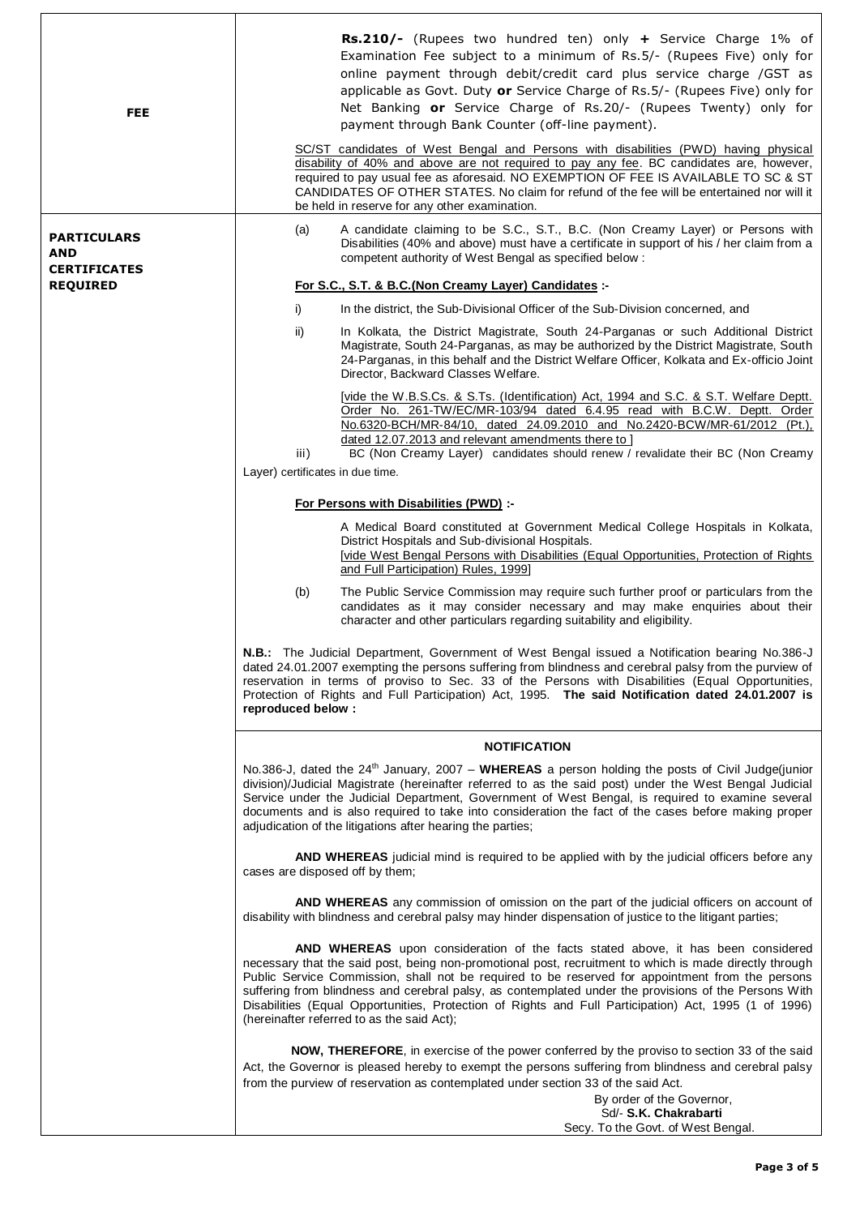| | |
|---|---|
| **FEE** | **Rs.210/-** (Rupees two hundred ten) only **+** Service Charge 1% of Examination Fee subject to a minimum of Rs.5/- (Rupees Five) only for online payment through debit/credit card plus service charge /GST as applicable as Govt. Duty **or** Service Charge of Rs.5/- (Rupees Five) only for Net Banking **or** Service Charge of Rs.20/- (Rupees Twenty) only for payment through Bank Counter (off-line payment).<br><br>SC/ST candidates of West Bengal and Persons with disabilities (PWD) having physical disability of 40% and above are not required to pay any fee. BC candidates are, however, required to pay usual fee as aforesaid. NO EXEMPTION OF FEE IS AVAILABLE TO SC & ST CANDIDATES OF OTHER STATES. No claim for refund of the fee will be entertained nor will it be held in reserve for any other examination. |
| **PARTICULARS AND CERTIFICATES REQUIRED** | (a) A candidate claiming to be S.C., S.T., B.C. (Non Creamy Layer) or Persons with Disabilities (40% and above) must have a certificate in support of his / her claim from a competent authority of West Bengal as specified below :<br><br>**For S.C., S.T. & B.C.(Non Creamy Layer) Candidates :-**<br><br>i) In the district, the Sub-Divisional Officer of the Sub-Division concerned, and<br><br>ii) In Kolkata, the District Magistrate, South 24-Parganas or such Additional District Magistrate, South 24-Parganas, as may be authorized by the District Magistrate, South 24-Parganas, in this behalf and the District Welfare Officer, Kolkata and Ex-officio Joint Director, Backward Classes Welfare.<br><br>[vide the W.B.S.Cs. & S.Ts. (Identification) Act, 1994 and S.C. & S.T. Welfare Deptt. Order No. 261-TW/EC/MR-103/94 dated 6.4.95 read with B.C.W. Deptt. Order No.6320-BCH/MR-84/10, dated 24.09.2010 and No.2420-BCW/MR-61/2012 (Pt.), dated 12.07.2013 and relevant amendments there to ]<br><br>iii) BC (Non Creamy Layer) candidates should renew / revalidate their BC (Non Creamy Layer) certificates in due time.<br><br>**For Persons with Disabilities (PWD) :-**<br><br>A Medical Board constituted at Government Medical College Hospitals in Kolkata, District Hospitals and Sub-divisional Hospitals.<br>[vide West Bengal Persons with Disabilities (Equal Opportunities, Protection of Rights and Full Participation) Rules, 1999]<br><br>(b) The Public Service Commission may require such further proof or particulars from the candidates as it may consider necessary and may make enquiries about their character and other particulars regarding suitability and eligibility.<br><br>**N.B.:** The Judicial Department, Government of West Bengal issued a Notification bearing No.386-J dated 24.01.2007 exempting the persons suffering from blindness and cerebral palsy from the purview of reservation in terms of proviso to Sec. 33 of the Persons with Disabilities (Equal Opportunities, Protection of Rights and Full Participation) Act, 1995. **The said Notification dated 24.01.2007 is reproduced below :** |
| | **NOTIFICATION**<br><br>No.386-J, dated the 24th January, 2007 – **WHEREAS** a person holding the posts of Civil Judge(junior division)/Judicial Magistrate (hereinafter referred to as the said post) under the West Bengal Judicial Service under the Judicial Department, Government of West Bengal, is required to examine several documents and is also required to take into consideration the fact of the cases before making proper adjudication of the litigations after hearing the parties;<br><br>**AND WHEREAS** judicial mind is required to be applied with by the judicial officers before any cases are disposed off by them;<br><br>**AND WHEREAS** any commission of omission on the part of the judicial officers on account of disability with blindness and cerebral palsy may hinder dispensation of justice to the litigant parties;<br><br>**AND WHEREAS** upon consideration of the facts stated above, it has been considered necessary that the said post, being non-promotional post, recruitment to which is made directly through Public Service Commission, shall not be required to be reserved for appointment from the persons suffering from blindness and cerebral palsy, as contemplated under the provisions of the Persons With Disabilities (Equal Opportunities, Protection of Rights and Full Participation) Act, 1995 (1 of 1996) (hereinafter referred to as the said Act);<br><br>**NOW, THEREFORE**, in exercise of the power conferred by the proviso to section 33 of the said Act, the Governor is pleased hereby to exempt the persons suffering from blindness and cerebral palsy from the purview of reservation as contemplated under section 33 of the said Act.<br><br>By order of the Governor,<br>Sd/- **S.K. Chakrabarti**<br>Secy. To the Govt. of West Bengal. |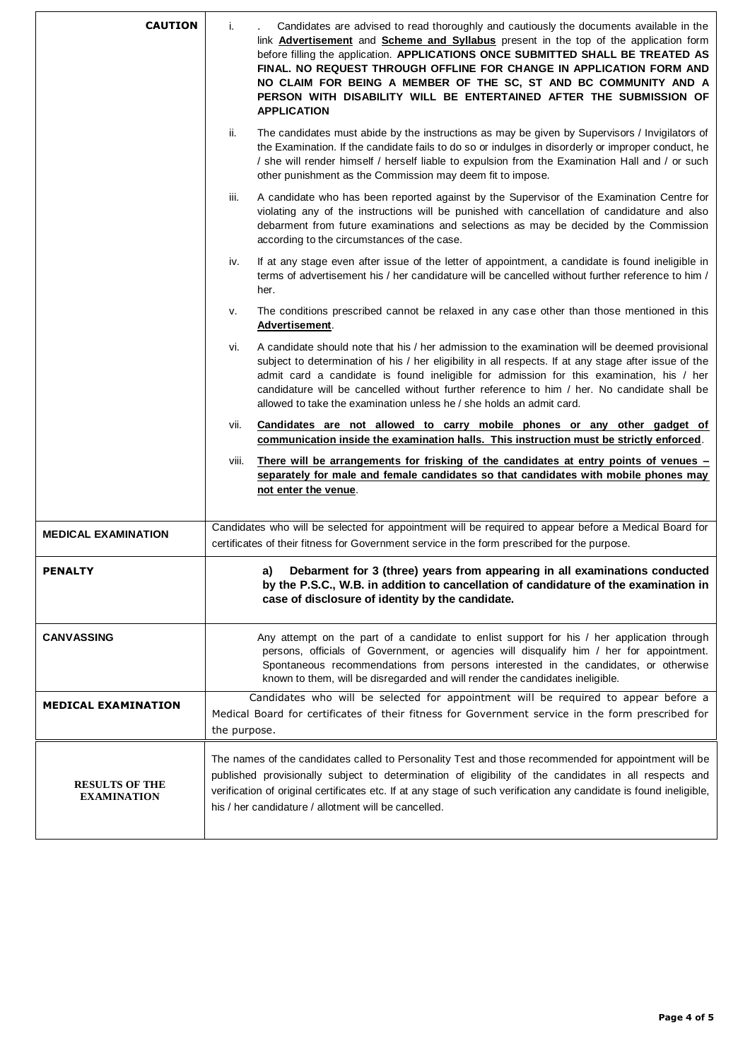| | |
|---|---|
| **CAUTION** | i. . Candidates are advised to read thoroughly and cautiously the documents available in the link **Advertisement** and **Scheme and Syllabus** present in the top of the application form before filling the application. **APPLICATIONS ONCE SUBMITTED SHALL BE TREATED AS FINAL. NO REQUEST THROUGH OFFLINE FOR CHANGE IN APPLICATION FORM AND NO CLAIM FOR BEING A MEMBER OF THE SC, ST AND BC COMMUNITY AND A PERSON WITH DISABILITY WILL BE ENTERTAINED AFTER THE SUBMISSION OF APPLICATION**<br><br>ii. The candidates must abide by the instructions as may be given by Supervisors / Invigilators of the Examination. If the candidate fails to do so or indulges in disorderly or improper conduct, he / she will render himself / herself liable to expulsion from the Examination Hall and / or such other punishment as the Commission may deem fit to impose.<br><br>iii. A candidate who has been reported against by the Supervisor of the Examination Centre for violating any of the instructions will be punished with cancellation of candidature and also debarment from future examinations and selections as may be decided by the Commission according to the circumstances of the case.<br><br>iv. If at any stage even after issue of the letter of appointment, a candidate is found ineligible in terms of advertisement his / her candidature will be cancelled without further reference to him / her.<br><br>v. The conditions prescribed cannot be relaxed in any case other than those mentioned in this **Advertisement**.<br><br>vi. A candidate should note that his / her admission to the examination will be deemed provisional subject to determination of his / her eligibility in all respects. If at any stage after issue of the admit card a candidate is found ineligible for admission for this examination, his / her candidature will be cancelled without further reference to him / her. No candidate shall be allowed to take the examination unless he / she holds an admit card.<br><br>vii. **Candidates are not allowed to carry mobile phones or any other gadget of communication inside the examination halls. This instruction must be strictly enforced**.<br><br>viii. **There will be arrangements for frisking of the candidates at entry points of venues – separately for male and female candidates so that candidates with mobile phones may not enter the venue**. |
| **MEDICAL EXAMINATION** | Candidates who will be selected for appointment will be required to appear before a Medical Board for certificates of their fitness for Government service in the form prescribed for the purpose. |
| **PENALTY** | **a) Debarment for 3 (three) years from appearing in all examinations conducted by the P.S.C., W.B. in addition to cancellation of candidature of the examination in case of disclosure of identity by the candidate.** |
| **CANVASSING** | Any attempt on the part of a candidate to enlist support for his / her application through persons, officials of Government, or agencies will disqualify him / her for appointment. Spontaneous recommendations from persons interested in the candidates, or otherwise known to them, will be disregarded and will render the candidates ineligible. |
| **MEDICAL EXAMINATION** | Candidates who will be selected for appointment will be required to appear before a Medical Board for certificates of their fitness for Government service in the form prescribed for the purpose. |
| **RESULTS OF THE EXAMINATION** | The names of the candidates called to Personality Test and those recommended for appointment will be published provisionally subject to determination of eligibility of the candidates in all respects and verification of original certificates etc. If at any stage of such verification any candidate is found ineligible, his / her candidature / allotment will be cancelled. |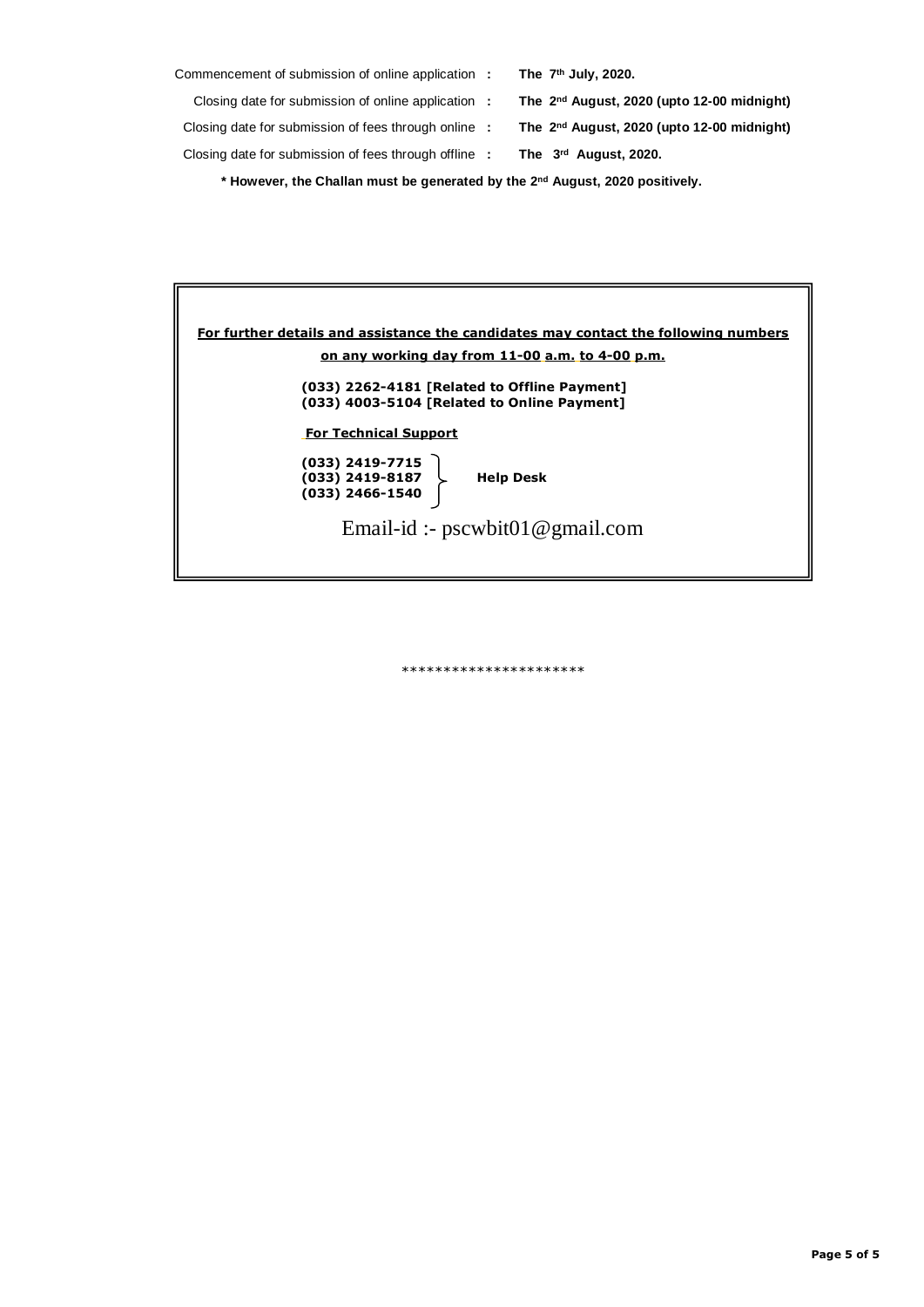| | | |
|---|---|---|
| Commencement of submission of online application | : | **The 7th July, 2020.** |
| Closing date for submission of online application | : | **The 2nd August, 2020 (upto 12-00 midnight)** |
| Closing date for submission of fees through online | : | **The 2nd August, 2020 (upto 12-00 midnight)** |
| Closing date for submission of fees through offline | : | **The 3rd August, 2020.** |

**\* However, the Challan must be generated by the 2nd August, 2020 positively.**

**For further details and assistance the candidates may contact the following numbers on any working day from 11-00 a.m. to 4-00 p.m.**

**(033) 2262-4181 [Related to Offline Payment]**
**(033) 4003-5104 [Related to Online Payment]**

**For Technical Support**

**(033) 2419-7715**
**(033) 2419-8187**
**(033) 2466-1540**
} **Help Desk**

Email-id :- pscwbit01@gmail.com

\*\*\*\*\*\*\*\*\*\*\*\*\*\*\*\*\*\*\*\*\*